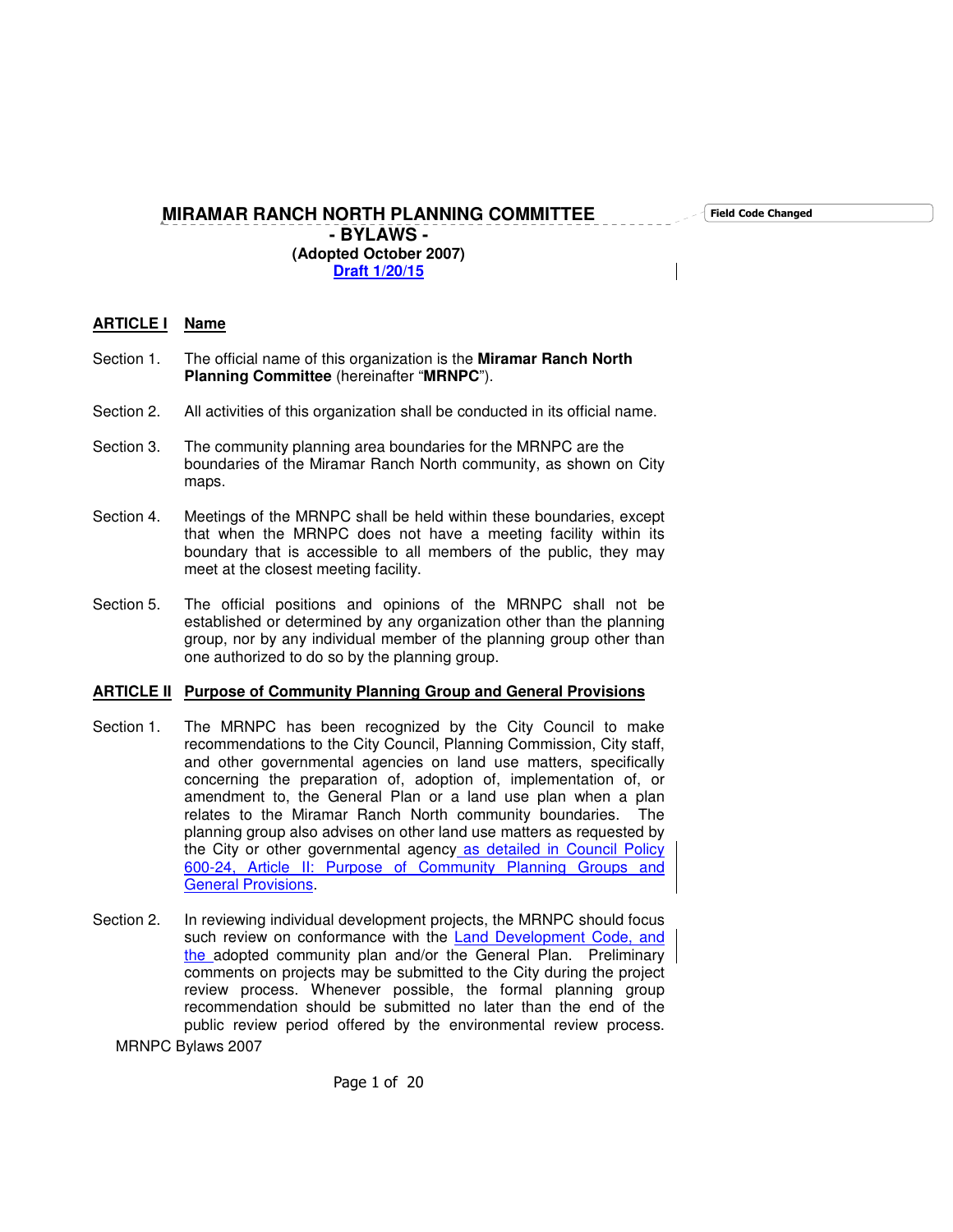# MIRAMAR RANCH NORTH PLANNING COMMITTEE

**- BYLAWS -**

**(Adopted October 2007)**

**Draft 1/20/15**

## ARTICLE I Name

Section 1. The official name of this organization is the **Miramar Ranch North Planning Committee** (hereinafter "**MRNPC**").

Section 2. All activities of this organization shall be conducted in its official name.

Section 3. The community planning area boundaries for the MRNPC are the boundaries of the Miramar Ranch North community, as shown on City maps.

Section 4. Meetings of the MRNPC shall be held within these boundaries, except that when the MRNPC does not have a meeting facility within its boundary that is accessible to all members of the public, they may meet at the closest meeting facility.

Section 5. The official positions and opinions of the MRNPC shall not be established or determined by any organization other than the planning group, nor by any individual member of the planning group other than one authorized to do so by the planning group.

## ARTICLE II Purpose of Community Planning Group and General Provisions

Section 1. The MRNPC has been recognized by the City Council to make recommendations to the City Council, Planning Commission, City staff, and other governmental agencies on land use matters, specifically concerning the preparation of, adoption of, implementation of, or amendment to, the General Plan or a land use plan when a plan relates to the Miramar Ranch North community boundaries. The planning group also advises on other land use matters as requested by the City or other governmental agency as detailed in Council Policy 600-24, Article II: Purpose of Community Planning Groups and General Provisions.

Section 2. In reviewing individual development projects, the MRNPC should focus such review on conformance with the Land Development Code, and the adopted community plan and/or the General Plan. Preliminary comments on projects may be submitted to the City during the project review process. Whenever possible, the formal planning group recommendation should be submitted no later than the end of the public review period offered by the environmental review process.

MRNPC Bylaws 2007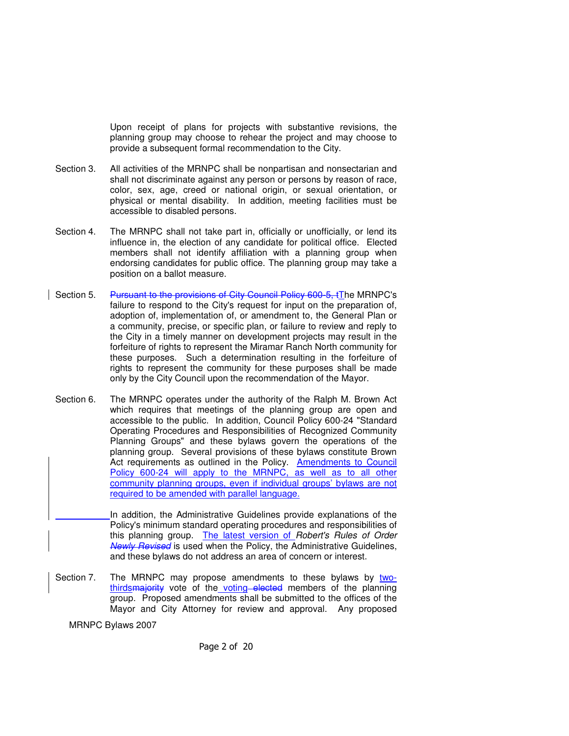Upon receipt of plans for projects with substantive revisions, the planning group may choose to rehear the project and may choose to provide a subsequent formal recommendation to the City.

Section 3. All activities of the MRNPC shall be nonpartisan and nonsectarian and shall not discriminate against any person or persons by reason of race, color, sex, age, creed or national origin, or sexual orientation, or physical or mental disability. In addition, meeting facilities must be accessible to disabled persons.

Section 4. The MRNPC shall not take part in, officially or unofficially, or lend its influence in, the election of any candidate for political office. Elected members shall not identify affiliation with a planning group when endorsing candidates for public office. The planning group may take a position on a ballot measure.

Section 5. ~~Pursuant to the provisions of City Council Policy 600-5, t~~The MRNPC's failure to respond to the City's request for input on the preparation of, adoption of, implementation of, or amendment to, the General Plan or a community, precise, or specific plan, or failure to review and reply to the City in a timely manner on development projects may result in the forfeiture of rights to represent the Miramar Ranch North community for these purposes. Such a determination resulting in the forfeiture of rights to represent the community for these purposes shall be made only by the City Council upon the recommendation of the Mayor.

Section 6. The MRNPC operates under the authority of the Ralph M. Brown Act which requires that meetings of the planning group are open and accessible to the public. In addition, Council Policy 600-24 "Standard Operating Procedures and Responsibilities of Recognized Community Planning Groups" and these bylaws govern the operations of the planning group. Several provisions of these bylaws constitute Brown Act requirements as outlined in the Policy. Amendments to Council Policy 600-24 will apply to the MRNPC, as well as to all other community planning groups, even if individual groups' bylaws are not required to be amended with parallel language.

In addition, the Administrative Guidelines provide explanations of the Policy's minimum standard operating procedures and responsibilities of this planning group. The latest version of *Robert's Rules of Order* ~~*Newly Revised*~~ is used when the Policy, the Administrative Guidelines, and these bylaws do not address an area of concern or interest.

Section 7. The MRNPC may propose amendments to these bylaws by two-thirds~~majority~~ vote of the voting ~~elected~~ members of the planning group. Proposed amendments shall be submitted to the offices of the Mayor and City Attorney for review and approval. Any proposed

MRNPC Bylaws 2007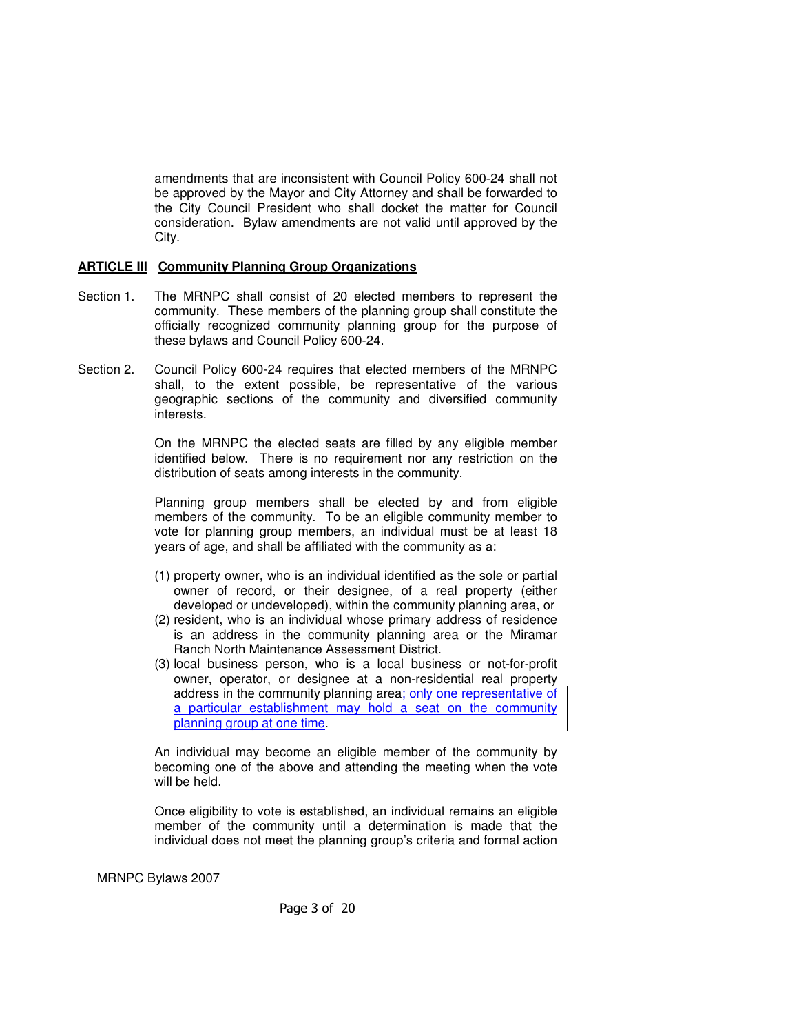amendments that are inconsistent with Council Policy 600-24 shall not be approved by the Mayor and City Attorney and shall be forwarded to the City Council President who shall docket the matter for Council consideration. Bylaw amendments are not valid until approved by the City.

## ARTICLE III Community Planning Group Organizations

Section 1. The MRNPC shall consist of 20 elected members to represent the community. These members of the planning group shall constitute the officially recognized community planning group for the purpose of these bylaws and Council Policy 600-24.

Section 2. Council Policy 600-24 requires that elected members of the MRNPC shall, to the extent possible, be representative of the various geographic sections of the community and diversified community interests.

On the MRNPC the elected seats are filled by any eligible member identified below. There is no requirement nor any restriction on the distribution of seats among interests in the community.

Planning group members shall be elected by and from eligible members of the community. To be an eligible community member to vote for planning group members, an individual must be at least 18 years of age, and shall be affiliated with the community as a:

(1) property owner, who is an individual identified as the sole or partial owner of record, or their designee, of a real property (either developed or undeveloped), within the community planning area, or
(2) resident, who is an individual whose primary address of residence is an address in the community planning area or the Miramar Ranch North Maintenance Assessment District.
(3) local business person, who is a local business or not-for-profit owner, operator, or designee at a non-residential real property address in the community planning area; only one representative of a particular establishment may hold a seat on the community planning group at one time.

An individual may become an eligible member of the community by becoming one of the above and attending the meeting when the vote will be held.

Once eligibility to vote is established, an individual remains an eligible member of the community until a determination is made that the individual does not meet the planning group's criteria and formal action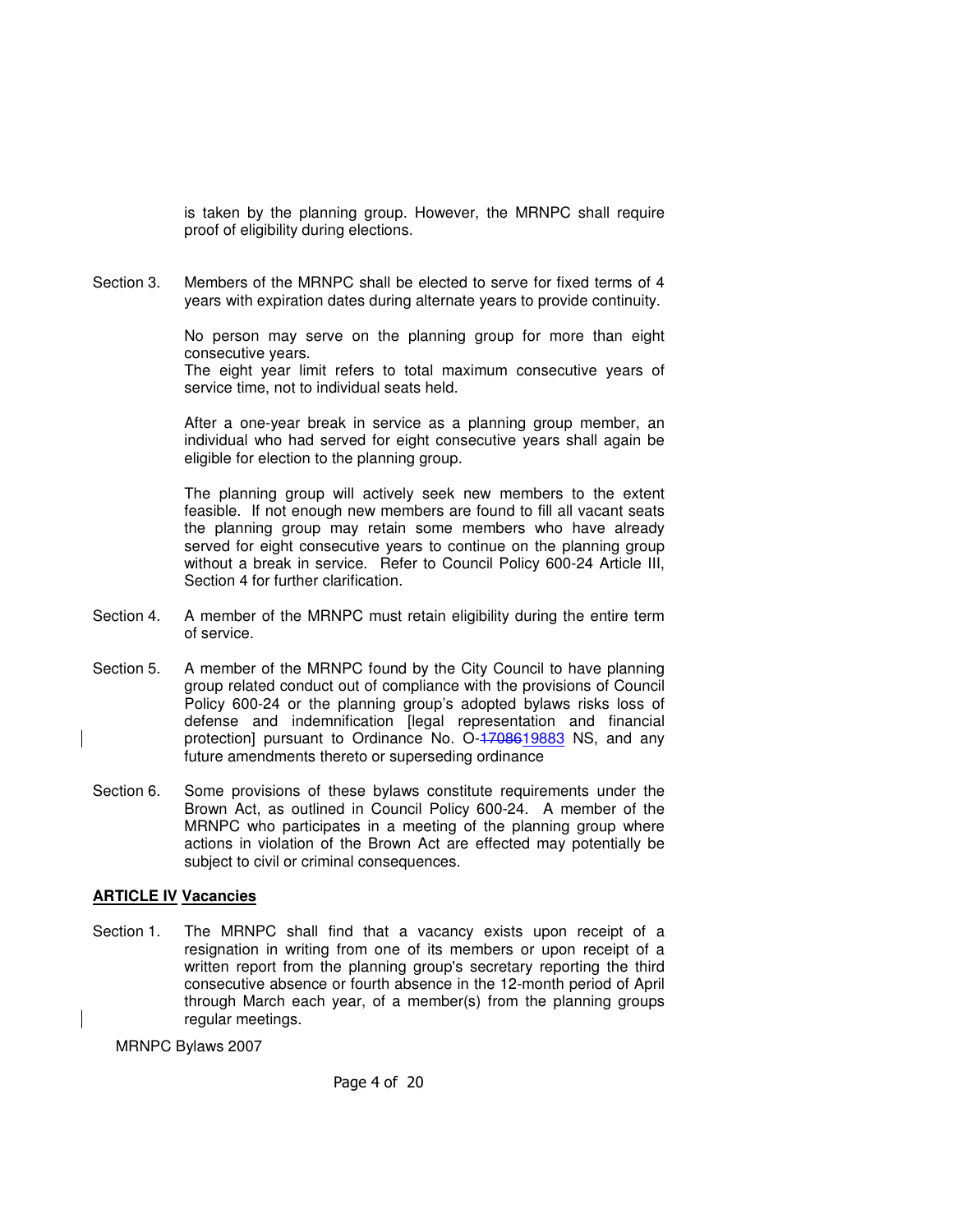is taken by the planning group. However, the MRNPC shall require proof of eligibility during elections.

Section 3. Members of the MRNPC shall be elected to serve for fixed terms of 4 years with expiration dates during alternate years to provide continuity.

No person may serve on the planning group for more than eight consecutive years.
The eight year limit refers to total maximum consecutive years of service time, not to individual seats held.

After a one-year break in service as a planning group member, an individual who had served for eight consecutive years shall again be eligible for election to the planning group.

The planning group will actively seek new members to the extent feasible. If not enough new members are found to fill all vacant seats the planning group may retain some members who have already served for eight consecutive years to continue on the planning group without a break in service. Refer to Council Policy 600-24 Article III, Section 4 for further clarification.

Section 4. A member of the MRNPC must retain eligibility during the entire term of service.

Section 5. A member of the MRNPC found by the City Council to have planning group related conduct out of compliance with the provisions of Council Policy 600-24 or the planning group's adopted bylaws risks loss of defense and indemnification [legal representation and financial protection] pursuant to Ordinance No. O-~~17086~~19883 NS, and any future amendments thereto or superseding ordinance

Section 6. Some provisions of these bylaws constitute requirements under the Brown Act, as outlined in Council Policy 600-24. A member of the MRNPC who participates in a meeting of the planning group where actions in violation of the Brown Act are effected may potentially be subject to civil or criminal consequences.

## ARTICLE IV Vacancies

Section 1. The MRNPC shall find that a vacancy exists upon receipt of a resignation in writing from one of its members or upon receipt of a written report from the planning group's secretary reporting the third consecutive absence or fourth absence in the 12-month period of April through March each year, of a member(s) from the planning groups regular meetings.

MRNPC Bylaws 2007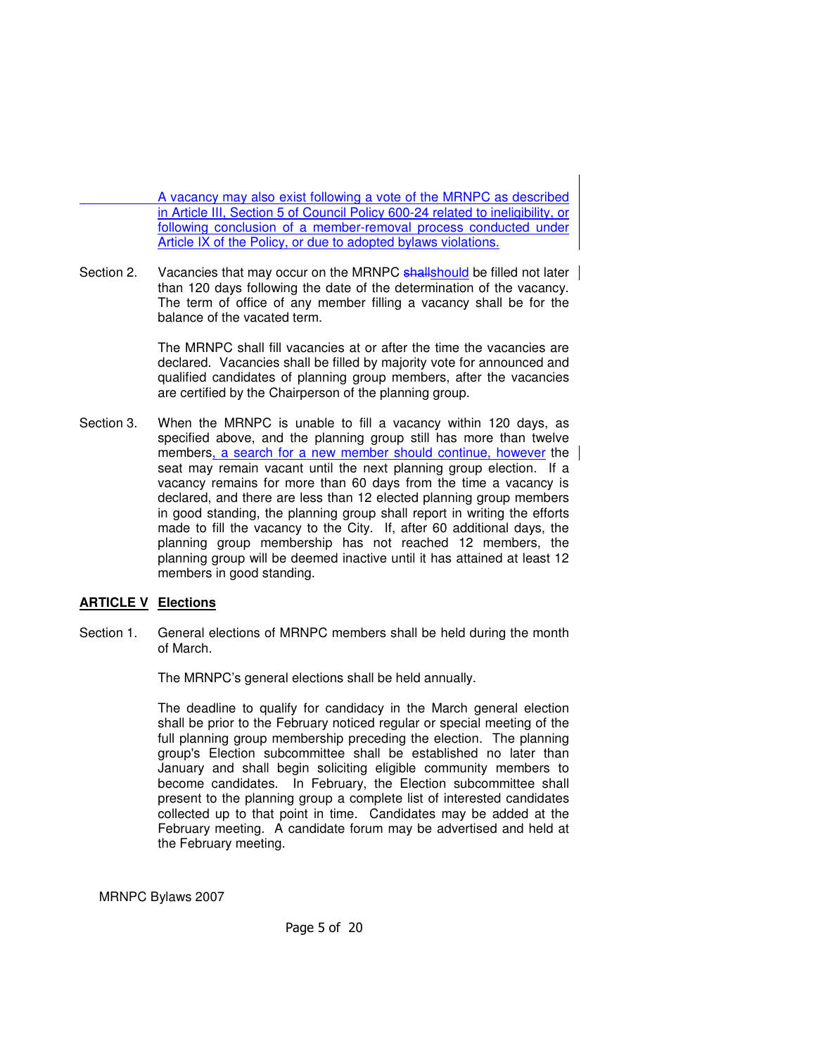A vacancy may also exist following a vote of the MRNPC as described in Article III, Section 5 of Council Policy 600-24 related to ineligibility, or following conclusion of a member-removal process conducted under Article IX of the Policy, or due to adopted bylaws violations.

Section 2. Vacancies that may occur on the MRNPC ~~shall~~should be filled not later than 120 days following the date of the determination of the vacancy. The term of office of any member filling a vacancy shall be for the balance of the vacated term.

The MRNPC shall fill vacancies at or after the time the vacancies are declared. Vacancies shall be filled by majority vote for announced and qualified candidates of planning group members, after the vacancies are certified by the Chairperson of the planning group.

Section 3. When the MRNPC is unable to fill a vacancy within 120 days, as specified above, and the planning group still has more than twelve members, a search for a new member should continue, however the seat may remain vacant until the next planning group election. If a vacancy remains for more than 60 days from the time a vacancy is declared, and there are less than 12 elected planning group members in good standing, the planning group shall report in writing the efforts made to fill the vacancy to the City. If, after 60 additional days, the planning group membership has not reached 12 members, the planning group will be deemed inactive until it has attained at least 12 members in good standing.

## ARTICLE V Elections

Section 1. General elections of MRNPC members shall be held during the month of March.

The MRNPC's general elections shall be held annually.

The deadline to qualify for candidacy in the March general election shall be prior to the February noticed regular or special meeting of the full planning group membership preceding the election. The planning group's Election subcommittee shall be established no later than January and shall begin soliciting eligible community members to become candidates. In February, the Election subcommittee shall present to the planning group a complete list of interested candidates collected up to that point in time. Candidates may be added at the February meeting. A candidate forum may be advertised and held at the February meeting.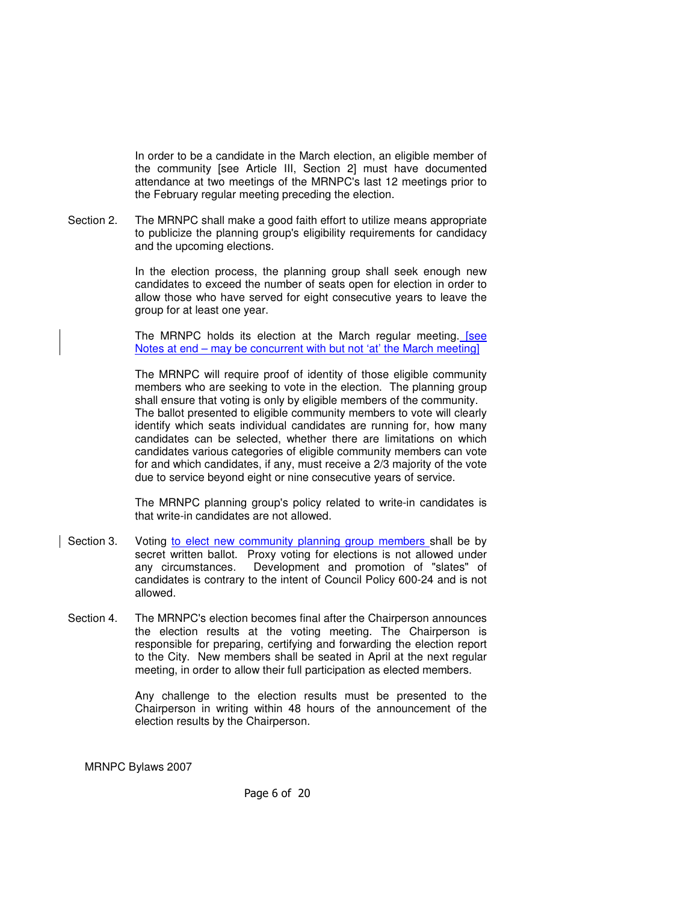In order to be a candidate in the March election, an eligible member of the community [see Article III, Section 2] must have documented attendance at two meetings of the MRNPC's last 12 meetings prior to the February regular meeting preceding the election.

Section 2. The MRNPC shall make a good faith effort to utilize means appropriate to publicize the planning group's eligibility requirements for candidacy and the upcoming elections.

In the election process, the planning group shall seek enough new candidates to exceed the number of seats open for election in order to allow those who have served for eight consecutive years to leave the group for at least one year.

The MRNPC holds its election at the March regular meeting. [see Notes at end – may be concurrent with but not 'at' the March meeting]

The MRNPC will require proof of identity of those eligible community members who are seeking to vote in the election. The planning group shall ensure that voting is only by eligible members of the community. The ballot presented to eligible community members to vote will clearly identify which seats individual candidates are running for, how many candidates can be selected, whether there are limitations on which candidates various categories of eligible community members can vote for and which candidates, if any, must receive a 2/3 majority of the vote due to service beyond eight or nine consecutive years of service.

The MRNPC planning group's policy related to write-in candidates is that write-in candidates are not allowed.

Section 3. Voting to elect new community planning group members shall be by secret written ballot. Proxy voting for elections is not allowed under any circumstances. Development and promotion of "slates" of candidates is contrary to the intent of Council Policy 600-24 and is not allowed.

Section 4. The MRNPC's election becomes final after the Chairperson announces the election results at the voting meeting. The Chairperson is responsible for preparing, certifying and forwarding the election report to the City. New members shall be seated in April at the next regular meeting, in order to allow their full participation as elected members.

Any challenge to the election results must be presented to the Chairperson in writing within 48 hours of the announcement of the election results by the Chairperson.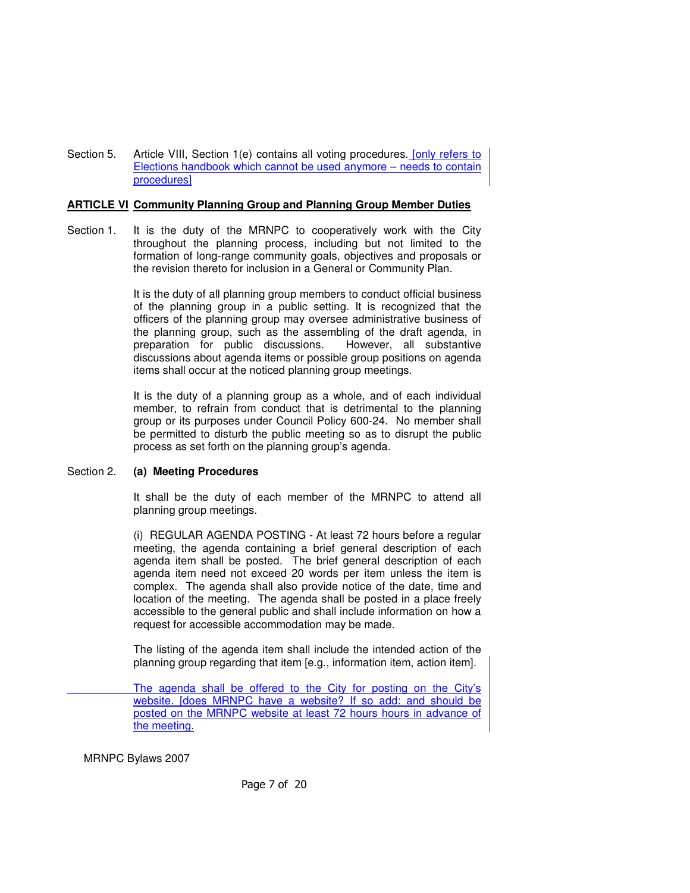Section 5. Article VIII, Section 1(e) contains all voting procedures. [only refers to Elections handbook which cannot be used anymore – needs to contain procedures]

## ARTICLE VI Community Planning Group and Planning Group Member Duties

Section 1. It is the duty of the MRNPC to cooperatively work with the City throughout the planning process, including but not limited to the formation of long-range community goals, objectives and proposals or the revision thereto for inclusion in a General or Community Plan.

It is the duty of all planning group members to conduct official business of the planning group in a public setting. It is recognized that the officers of the planning group may oversee administrative business of the planning group, such as the assembling of the draft agenda, in preparation for public discussions. However, all substantive discussions about agenda items or possible group positions on agenda items shall occur at the noticed planning group meetings.

It is the duty of a planning group as a whole, and of each individual member, to refrain from conduct that is detrimental to the planning group or its purposes under Council Policy 600-24. No member shall be permitted to disturb the public meeting so as to disrupt the public process as set forth on the planning group's agenda.

Section 2. **(a) Meeting Procedures**

It shall be the duty of each member of the MRNPC to attend all planning group meetings.

(i) REGULAR AGENDA POSTING - At least 72 hours before a regular meeting, the agenda containing a brief general description of each agenda item shall be posted. The brief general description of each agenda item need not exceed 20 words per item unless the item is complex. The agenda shall also provide notice of the date, time and location of the meeting. The agenda shall be posted in a place freely accessible to the general public and shall include information on how a request for accessible accommodation may be made.

The listing of the agenda item shall include the intended action of the planning group regarding that item [e.g., information item, action item].

The agenda shall be offered to the City for posting on the City's website. [does MRNPC have a website? If so add: and should be posted on the MRNPC website at least 72 hours hours in advance of the meeting.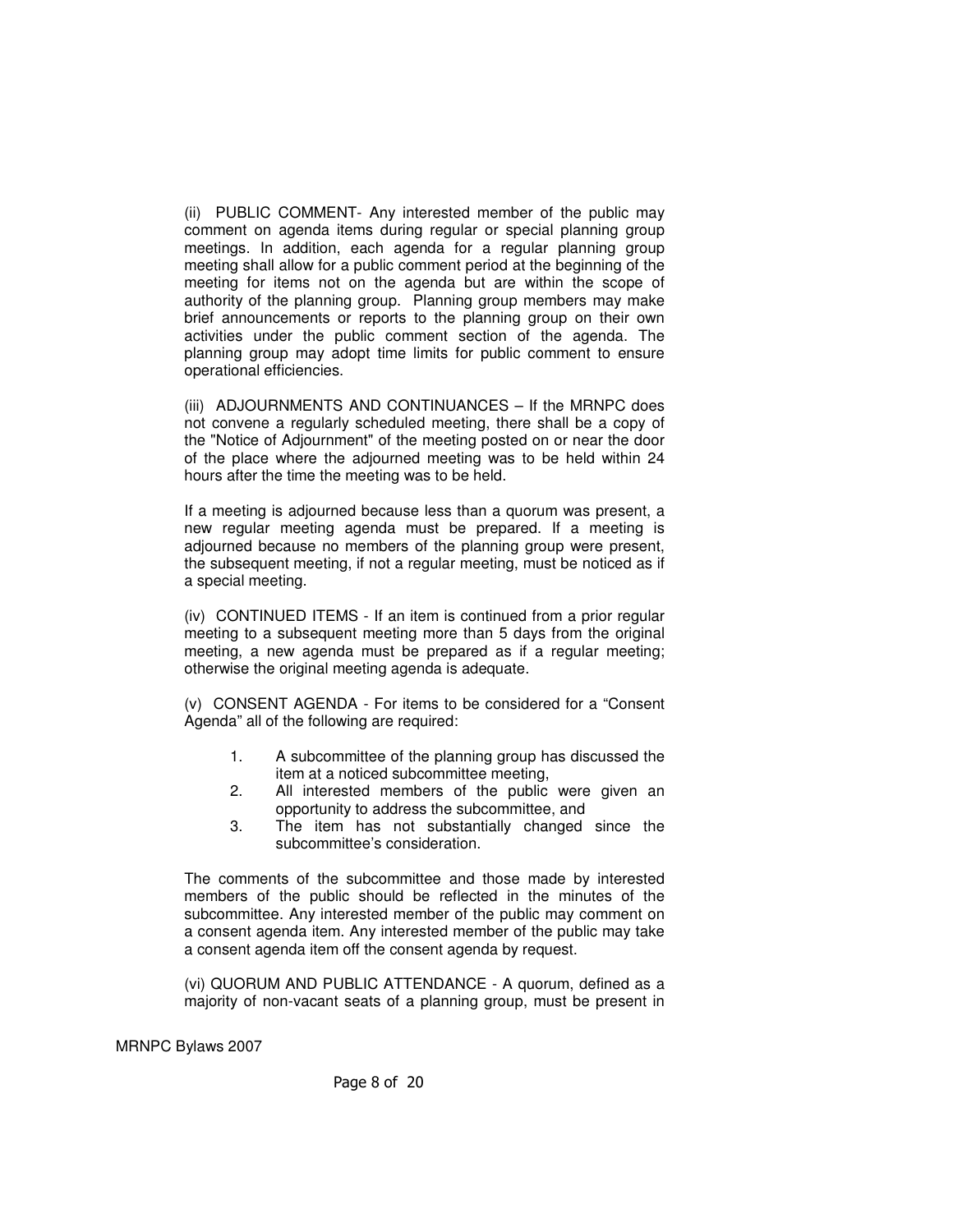(ii) PUBLIC COMMENT- Any interested member of the public may comment on agenda items during regular or special planning group meetings. In addition, each agenda for a regular planning group meeting shall allow for a public comment period at the beginning of the meeting for items not on the agenda but are within the scope of authority of the planning group. Planning group members may make brief announcements or reports to the planning group on their own activities under the public comment section of the agenda. The planning group may adopt time limits for public comment to ensure operational efficiencies.

(iii) ADJOURNMENTS AND CONTINUANCES – If the MRNPC does not convene a regularly scheduled meeting, there shall be a copy of the "Notice of Adjournment" of the meeting posted on or near the door of the place where the adjourned meeting was to be held within 24 hours after the time the meeting was to be held.

If a meeting is adjourned because less than a quorum was present, a new regular meeting agenda must be prepared. If a meeting is adjourned because no members of the planning group were present, the subsequent meeting, if not a regular meeting, must be noticed as if a special meeting.

(iv) CONTINUED ITEMS - If an item is continued from a prior regular meeting to a subsequent meeting more than 5 days from the original meeting, a new agenda must be prepared as if a regular meeting; otherwise the original meeting agenda is adequate.

(v) CONSENT AGENDA - For items to be considered for a "Consent Agenda" all of the following are required:

1. A subcommittee of the planning group has discussed the item at a noticed subcommittee meeting,
2. All interested members of the public were given an opportunity to address the subcommittee, and
3. The item has not substantially changed since the subcommittee's consideration.

The comments of the subcommittee and those made by interested members of the public should be reflected in the minutes of the subcommittee. Any interested member of the public may comment on a consent agenda item. Any interested member of the public may take a consent agenda item off the consent agenda by request.

(vi) QUORUM AND PUBLIC ATTENDANCE - A quorum, defined as a majority of non-vacant seats of a planning group, must be present in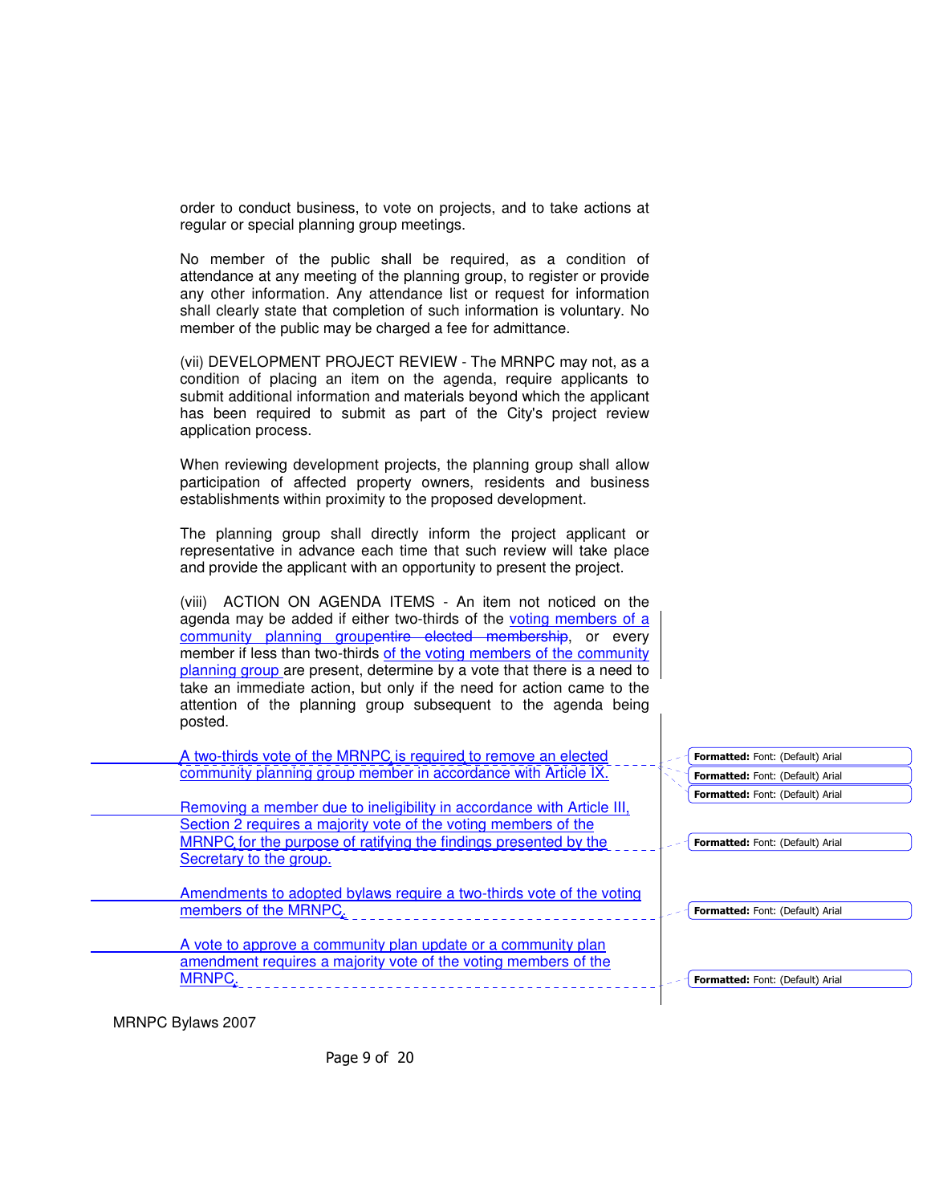order to conduct business, to vote on projects, and to take actions at regular or special planning group meetings.

No member of the public shall be required, as a condition of attendance at any meeting of the planning group, to register or provide any other information. Any attendance list or request for information shall clearly state that completion of such information is voluntary. No member of the public may be charged a fee for admittance.

(vii) DEVELOPMENT PROJECT REVIEW - The MRNPC may not, as a condition of placing an item on the agenda, require applicants to submit additional information and materials beyond which the applicant has been required to submit as part of the City's project review application process.

When reviewing development projects, the planning group shall allow participation of affected property owners, residents and business establishments within proximity to the proposed development.

The planning group shall directly inform the project applicant or representative in advance each time that such review will take place and provide the applicant with an opportunity to present the project.

(viii) ACTION ON AGENDA ITEMS - An item not noticed on the agenda may be added if either two-thirds of the voting members of a community planning group~~entire elected membership~~, or every member if less than two-thirds of the voting members of the community planning group are present, determine by a vote that there is a need to take an immediate action, but only if the need for action came to the attention of the planning group subsequent to the agenda being posted.

A two-thirds vote of the MRNPC is required to remove an elected community planning group member in accordance with Article IX.

Removing a member due to ineligibility in accordance with Article III, Section 2 requires a majority vote of the voting members of the MRNPC for the purpose of ratifying the findings presented by the Secretary to the group.

Amendments to adopted bylaws require a two-thirds vote of the voting members of the MRNPC.

A vote to approve a community plan update or a community plan amendment requires a majority vote of the voting members of the MRNPC.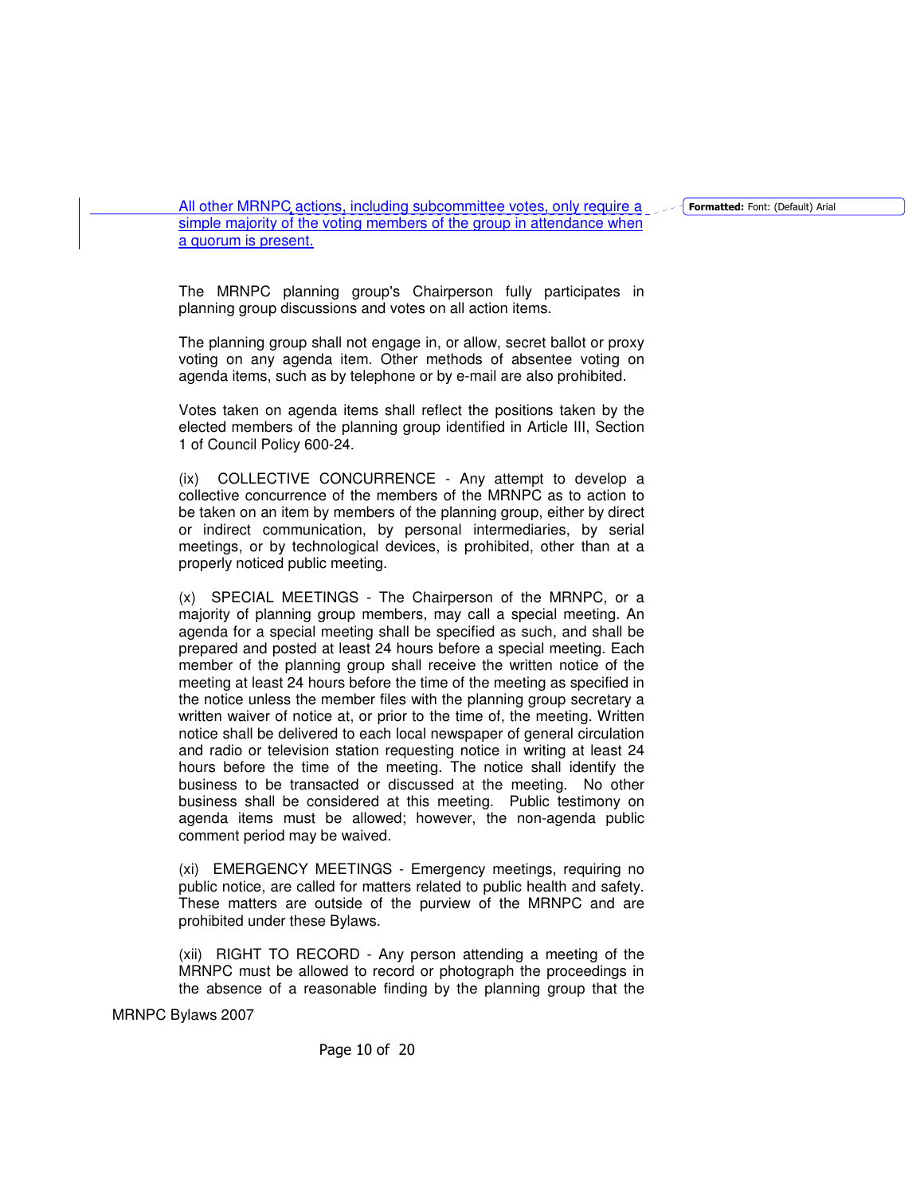All other MRNPC actions, including subcommittee votes, only require a simple majority of the voting members of the group in attendance when a quorum is present.

The MRNPC planning group's Chairperson fully participates in planning group discussions and votes on all action items.

The planning group shall not engage in, or allow, secret ballot or proxy voting on any agenda item. Other methods of absentee voting on agenda items, such as by telephone or by e-mail are also prohibited.

Votes taken on agenda items shall reflect the positions taken by the elected members of the planning group identified in Article III, Section 1 of Council Policy 600-24.

(ix) COLLECTIVE CONCURRENCE - Any attempt to develop a collective concurrence of the members of the MRNPC as to action to be taken on an item by members of the planning group, either by direct or indirect communication, by personal intermediaries, by serial meetings, or by technological devices, is prohibited, other than at a properly noticed public meeting.

(x) SPECIAL MEETINGS - The Chairperson of the MRNPC, or a majority of planning group members, may call a special meeting. An agenda for a special meeting shall be specified as such, and shall be prepared and posted at least 24 hours before a special meeting. Each member of the planning group shall receive the written notice of the meeting at least 24 hours before the time of the meeting as specified in the notice unless the member files with the planning group secretary a written waiver of notice at, or prior to the time of, the meeting. Written notice shall be delivered to each local newspaper of general circulation and radio or television station requesting notice in writing at least 24 hours before the time of the meeting. The notice shall identify the business to be transacted or discussed at the meeting. No other business shall be considered at this meeting. Public testimony on agenda items must be allowed; however, the non-agenda public comment period may be waived.

(xi) EMERGENCY MEETINGS - Emergency meetings, requiring no public notice, are called for matters related to public health and safety. These matters are outside of the purview of the MRNPC and are prohibited under these Bylaws.

(xii) RIGHT TO RECORD - Any person attending a meeting of the MRNPC must be allowed to record or photograph the proceedings in the absence of a reasonable finding by the planning group that the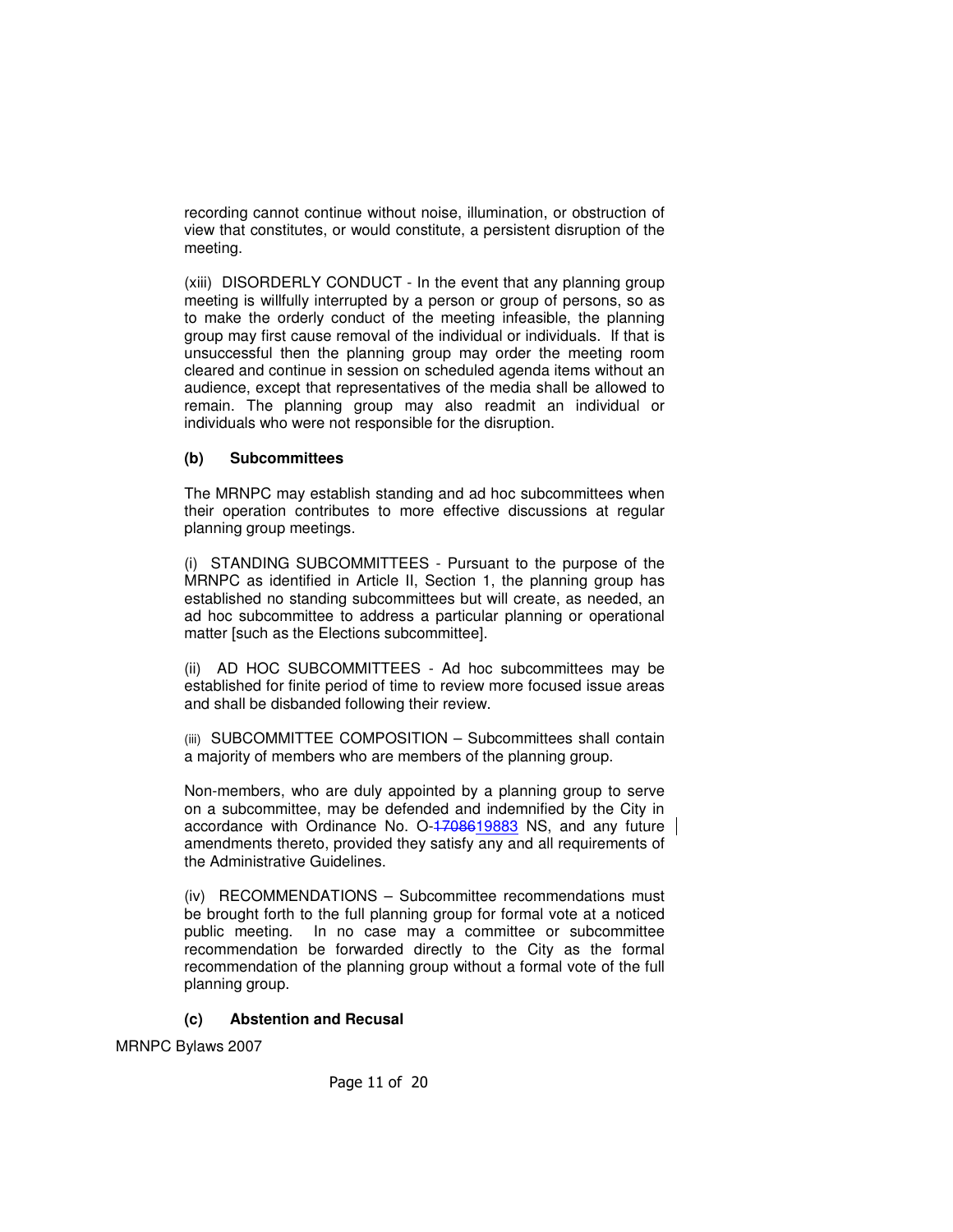recording cannot continue without noise, illumination, or obstruction of view that constitutes, or would constitute, a persistent disruption of the meeting.

(xiii) DISORDERLY CONDUCT - In the event that any planning group meeting is willfully interrupted by a person or group of persons, so as to make the orderly conduct of the meeting infeasible, the planning group may first cause removal of the individual or individuals. If that is unsuccessful then the planning group may order the meeting room cleared and continue in session on scheduled agenda items without an audience, except that representatives of the media shall be allowed to remain. The planning group may also readmit an individual or individuals who were not responsible for the disruption.

**(b) Subcommittees**

The MRNPC may establish standing and ad hoc subcommittees when their operation contributes to more effective discussions at regular planning group meetings.

(i) STANDING SUBCOMMITTEES - Pursuant to the purpose of the MRNPC as identified in Article II, Section 1, the planning group has established no standing subcommittees but will create, as needed, an ad hoc subcommittee to address a particular planning or operational matter [such as the Elections subcommittee].

(ii) AD HOC SUBCOMMITTEES - Ad hoc subcommittees may be established for finite period of time to review more focused issue areas and shall be disbanded following their review.

(iii) SUBCOMMITTEE COMPOSITION – Subcommittees shall contain a majority of members who are members of the planning group.

Non-members, who are duly appointed by a planning group to serve on a subcommittee, may be defended and indemnified by the City in accordance with Ordinance No. O-~~17086~~19883 NS, and any future amendments thereto, provided they satisfy any and all requirements of the Administrative Guidelines.

(iv) RECOMMENDATIONS – Subcommittee recommendations must be brought forth to the full planning group for formal vote at a noticed public meeting. In no case may a committee or subcommittee recommendation be forwarded directly to the City as the formal recommendation of the planning group without a formal vote of the full planning group.

**(c) Abstention and Recusal**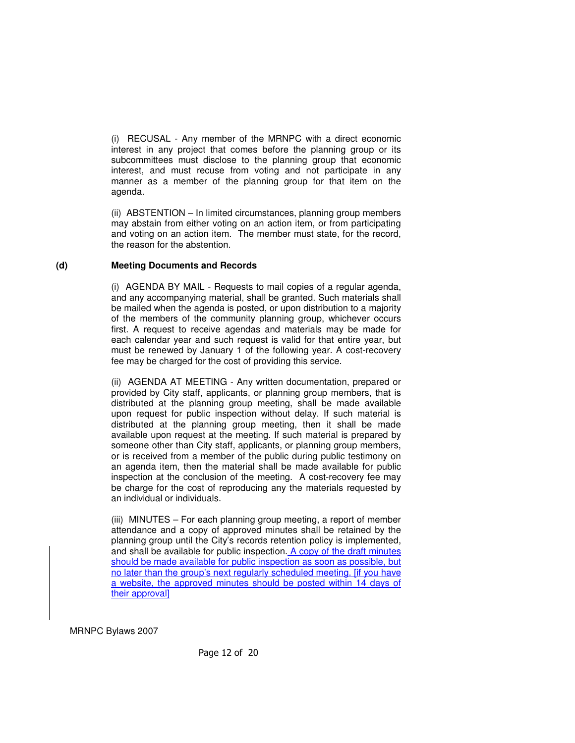(i) RECUSAL - Any member of the MRNPC with a direct economic interest in any project that comes before the planning group or its subcommittees must disclose to the planning group that economic interest, and must recuse from voting and not participate in any manner as a member of the planning group for that item on the agenda.

(ii) ABSTENTION – In limited circumstances, planning group members may abstain from either voting on an action item, or from participating and voting on an action item. The member must state, for the record, the reason for the abstention.

**(d) Meeting Documents and Records**

(i) AGENDA BY MAIL - Requests to mail copies of a regular agenda, and any accompanying material, shall be granted. Such materials shall be mailed when the agenda is posted, or upon distribution to a majority of the members of the community planning group, whichever occurs first. A request to receive agendas and materials may be made for each calendar year and such request is valid for that entire year, but must be renewed by January 1 of the following year. A cost-recovery fee may be charged for the cost of providing this service.

(ii) AGENDA AT MEETING - Any written documentation, prepared or provided by City staff, applicants, or planning group members, that is distributed at the planning group meeting, shall be made available upon request for public inspection without delay. If such material is distributed at the planning group meeting, then it shall be made available upon request at the meeting. If such material is prepared by someone other than City staff, applicants, or planning group members, or is received from a member of the public during public testimony on an agenda item, then the material shall be made available for public inspection at the conclusion of the meeting. A cost-recovery fee may be charge for the cost of reproducing any the materials requested by an individual or individuals.

(iii) MINUTES – For each planning group meeting, a report of member attendance and a copy of approved minutes shall be retained by the planning group until the City's records retention policy is implemented, and shall be available for public inspection. A copy of the draft minutes should be made available for public inspection as soon as possible, but no later than the group's next regularly scheduled meeting. [if you have a website, the approved minutes should be posted within 14 days of their approval]

MRNPC Bylaws 2007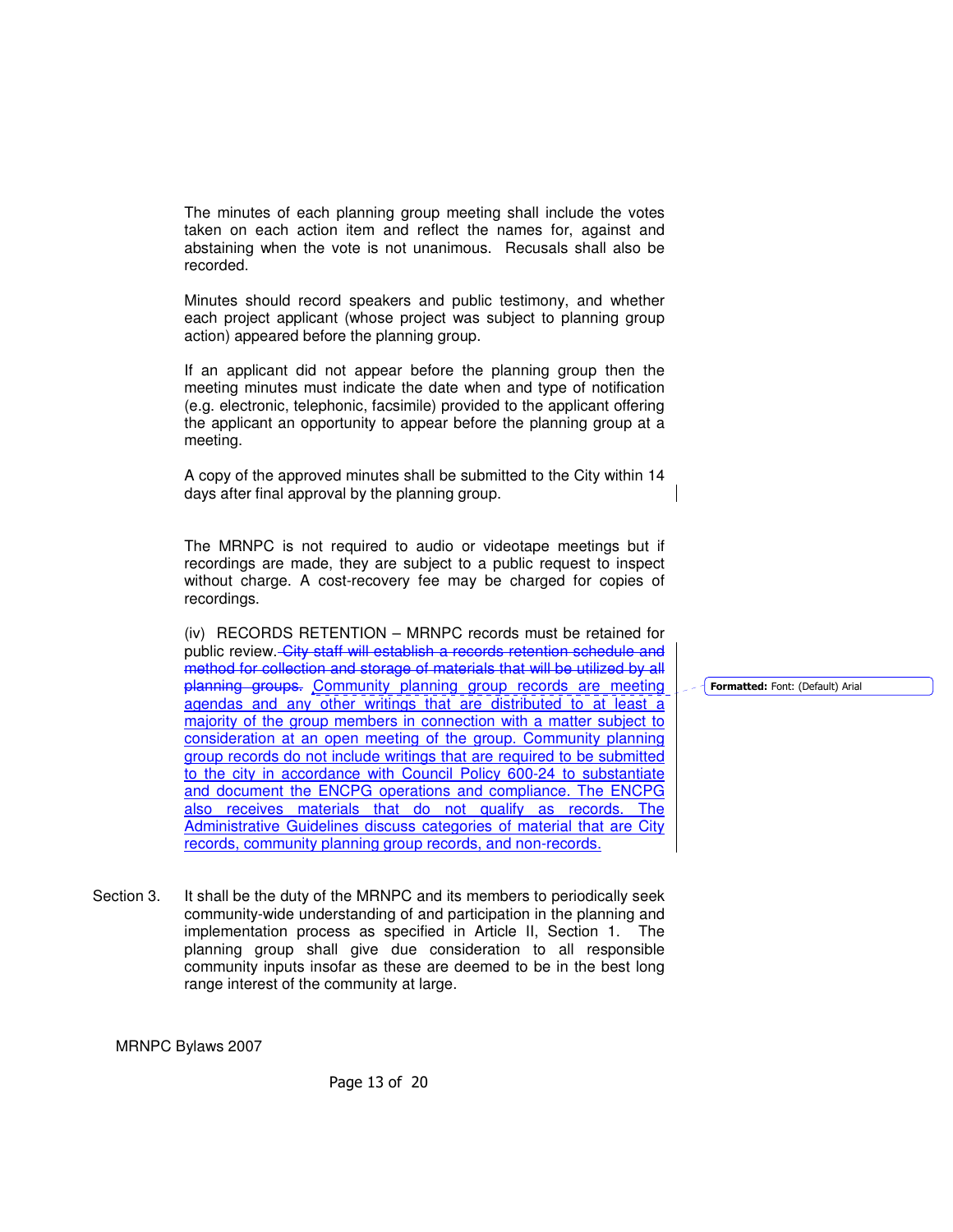The minutes of each planning group meeting shall include the votes taken on each action item and reflect the names for, against and abstaining when the vote is not unanimous. Recusals shall also be recorded.

Minutes should record speakers and public testimony, and whether each project applicant (whose project was subject to planning group action) appeared before the planning group.

If an applicant did not appear before the planning group then the meeting minutes must indicate the date when and type of notification (e.g. electronic, telephonic, facsimile) provided to the applicant offering the applicant an opportunity to appear before the planning group at a meeting.

A copy of the approved minutes shall be submitted to the City within 14 days after final approval by the planning group.

The MRNPC is not required to audio or videotape meetings but if recordings are made, they are subject to a public request to inspect without charge. A cost-recovery fee may be charged for copies of recordings.

(iv) RECORDS RETENTION – MRNPC records must be retained for public review. ~~City staff will establish a records retention schedule and method for collection and storage of materials that will be utilized by all planning groups.~~ Community planning group records are meeting agendas and any other writings that are distributed to at least a majority of the group members in connection with a matter subject to consideration at an open meeting of the group. Community planning group records do not include writings that are required to be submitted to the city in accordance with Council Policy 600-24 to substantiate and document the ENCPG operations and compliance. The ENCPG also receives materials that do not qualify as records. The Administrative Guidelines discuss categories of material that are City records, community planning group records, and non-records.

Formatted: Font: (Default) Arial

Section 3. It shall be the duty of the MRNPC and its members to periodically seek community-wide understanding of and participation in the planning and implementation process as specified in Article II, Section 1. The planning group shall give due consideration to all responsible community inputs insofar as these are deemed to be in the best long range interest of the community at large.

MRNPC Bylaws 2007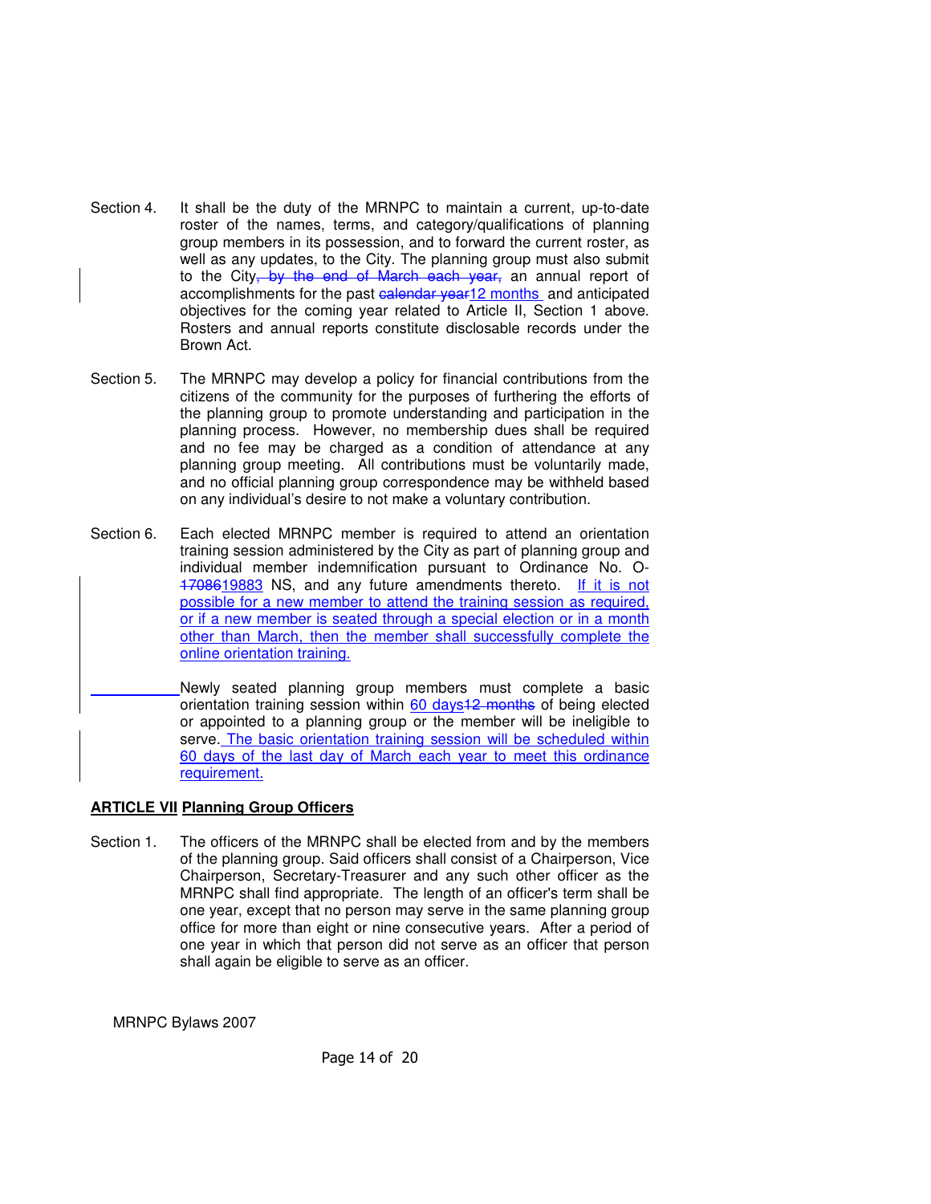Section 4. It shall be the duty of the MRNPC to maintain a current, up-to-date roster of the names, terms, and category/qualifications of planning group members in its possession, and to forward the current roster, as well as any updates, to the City. The planning group must also submit to the City~~, by the end of March each year,~~ an annual report of accomplishments for the past ~~calendar year~~12 months and anticipated objectives for the coming year related to Article II, Section 1 above. Rosters and annual reports constitute disclosable records under the Brown Act.

Section 5. The MRNPC may develop a policy for financial contributions from the citizens of the community for the purposes of furthering the efforts of the planning group to promote understanding and participation in the planning process. However, no membership dues shall be required and no fee may be charged as a condition of attendance at any planning group meeting. All contributions must be voluntarily made, and no official planning group correspondence may be withheld based on any individual's desire to not make a voluntary contribution.

Section 6. Each elected MRNPC member is required to attend an orientation training session administered by the City as part of planning group and individual member indemnification pursuant to Ordinance No. O-~~17086~~19883 NS, and any future amendments thereto. If it is not possible for a new member to attend the training session as required, or if a new member is seated through a special election or in a month other than March, then the member shall successfully complete the online orientation training.

Newly seated planning group members must complete a basic orientation training session within 60 days~~12 months~~ of being elected or appointed to a planning group or the member will be ineligible to serve. The basic orientation training session will be scheduled within 60 days of the last day of March each year to meet this ordinance requirement.

## ARTICLE VII Planning Group Officers

Section 1. The officers of the MRNPC shall be elected from and by the members of the planning group. Said officers shall consist of a Chairperson, Vice Chairperson, Secretary-Treasurer and any such other officer as the MRNPC shall find appropriate. The length of an officer's term shall be one year, except that no person may serve in the same planning group office for more than eight or nine consecutive years. After a period of one year in which that person did not serve as an officer that person shall again be eligible to serve as an officer.

MRNPC Bylaws 2007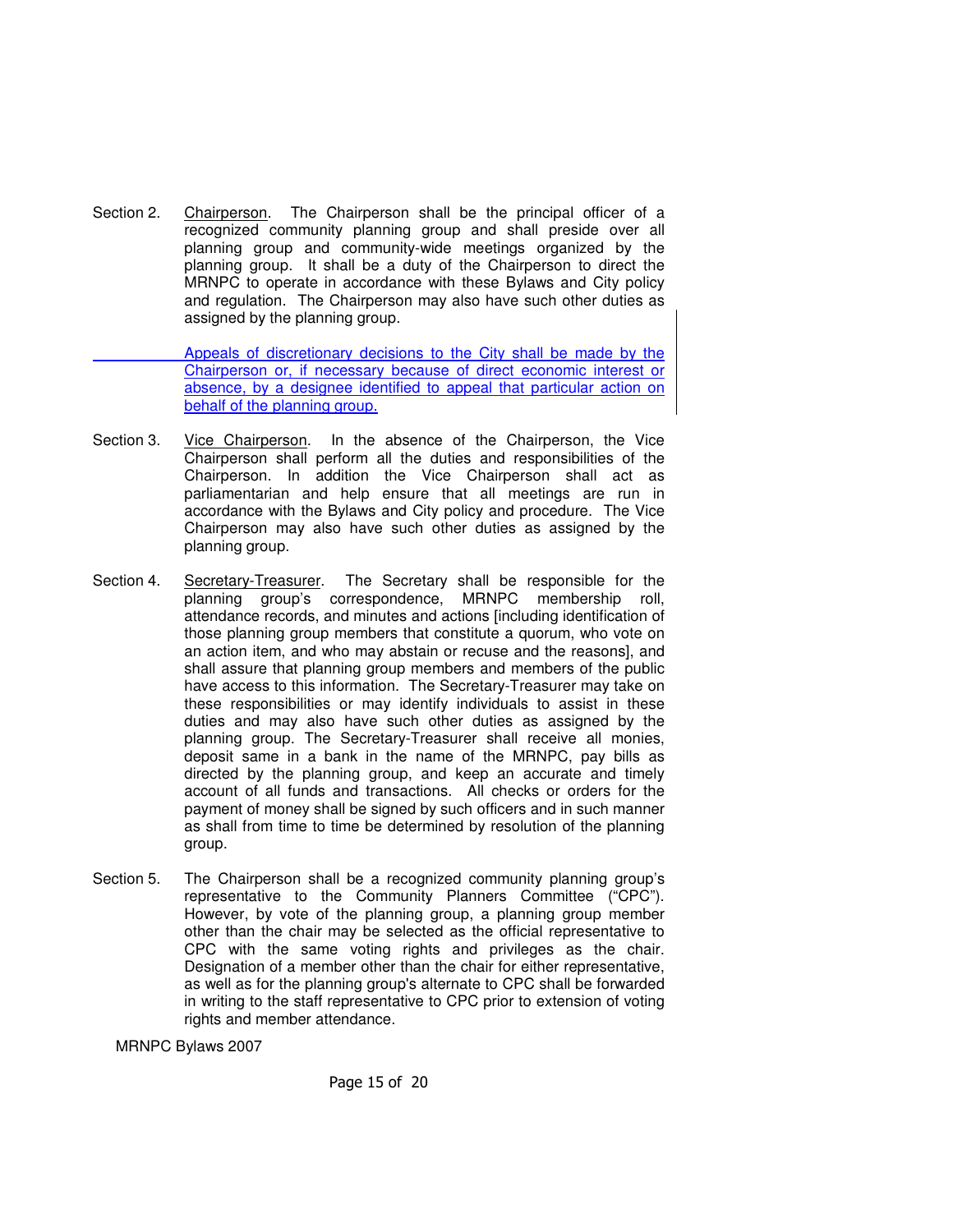Section 2. Chairperson. The Chairperson shall be the principal officer of a recognized community planning group and shall preside over all planning group and community-wide meetings organized by the planning group. It shall be a duty of the Chairperson to direct the MRNPC to operate in accordance with these Bylaws and City policy and regulation. The Chairperson may also have such other duties as assigned by the planning group.

Appeals of discretionary decisions to the City shall be made by the Chairperson or, if necessary because of direct economic interest or absence, by a designee identified to appeal that particular action on behalf of the planning group.

Section 3. Vice Chairperson. In the absence of the Chairperson, the Vice Chairperson shall perform all the duties and responsibilities of the Chairperson. In addition the Vice Chairperson shall act as parliamentarian and help ensure that all meetings are run in accordance with the Bylaws and City policy and procedure. The Vice Chairperson may also have such other duties as assigned by the planning group.

Section 4. Secretary-Treasurer. The Secretary shall be responsible for the planning group's correspondence, MRNPC membership roll, attendance records, and minutes and actions [including identification of those planning group members that constitute a quorum, who vote on an action item, and who may abstain or recuse and the reasons], and shall assure that planning group members and members of the public have access to this information. The Secretary-Treasurer may take on these responsibilities or may identify individuals to assist in these duties and may also have such other duties as assigned by the planning group. The Secretary-Treasurer shall receive all monies, deposit same in a bank in the name of the MRNPC, pay bills as directed by the planning group, and keep an accurate and timely account of all funds and transactions. All checks or orders for the payment of money shall be signed by such officers and in such manner as shall from time to time be determined by resolution of the planning group.

Section 5. The Chairperson shall be a recognized community planning group's representative to the Community Planners Committee ("CPC"). However, by vote of the planning group, a planning group member other than the chair may be selected as the official representative to CPC with the same voting rights and privileges as the chair. Designation of a member other than the chair for either representative, as well as for the planning group's alternate to CPC shall be forwarded in writing to the staff representative to CPC prior to extension of voting rights and member attendance.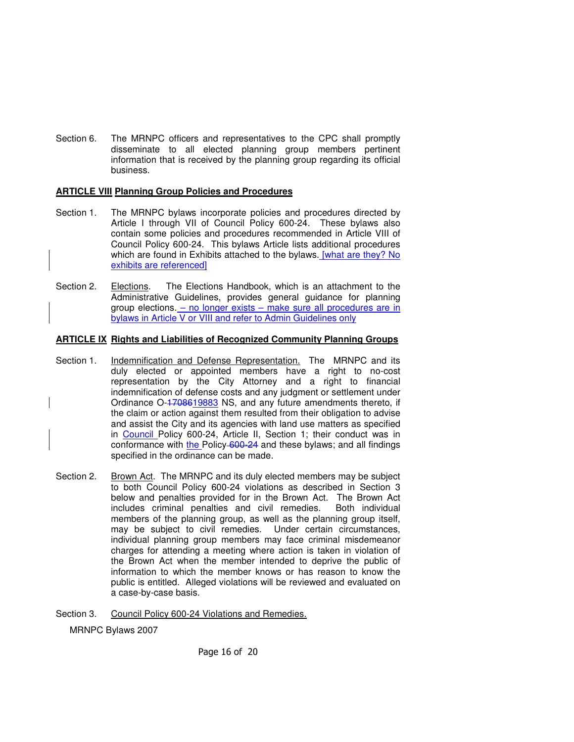Section 6. The MRNPC officers and representatives to the CPC shall promptly disseminate to all elected planning group members pertinent information that is received by the planning group regarding its official business.

**ARTICLE VIII Planning Group Policies and Procedures**

Section 1. The MRNPC bylaws incorporate policies and procedures directed by Article I through VII of Council Policy 600-24. These bylaws also contain some policies and procedures recommended in Article VIII of Council Policy 600-24. This bylaws Article lists additional procedures which are found in Exhibits attached to the bylaws. [what are they? No exhibits are referenced]

Section 2. Elections. The Elections Handbook, which is an attachment to the Administrative Guidelines, provides general guidance for planning group elections. – no longer exists – make sure all procedures are in bylaws in Article V or VIII and refer to Admin Guidelines only

**ARTICLE IX Rights and Liabilities of Recognized Community Planning Groups**

Section 1. Indemnification and Defense Representation. The MRNPC and its duly elected or appointed members have a right to no-cost representation by the City Attorney and a right to financial indemnification of defense costs and any judgment or settlement under Ordinance O-~~17086~~19883 NS, and any future amendments thereto, if the claim or action against them resulted from their obligation to advise and assist the City and its agencies with land use matters as specified in Council Policy 600-24, Article II, Section 1; their conduct was in conformance with the Policy ~~600-24~~ and these bylaws; and all findings specified in the ordinance can be made.

Section 2. Brown Act. The MRNPC and its duly elected members may be subject to both Council Policy 600-24 violations as described in Section 3 below and penalties provided for in the Brown Act. The Brown Act includes criminal penalties and civil remedies. Both individual members of the planning group, as well as the planning group itself, may be subject to civil remedies. Under certain circumstances, individual planning group members may face criminal misdemeanor charges for attending a meeting where action is taken in violation of the Brown Act when the member intended to deprive the public of information to which the member knows or has reason to know the public is entitled. Alleged violations will be reviewed and evaluated on a case-by-case basis.

Section 3. Council Policy 600-24 Violations and Remedies.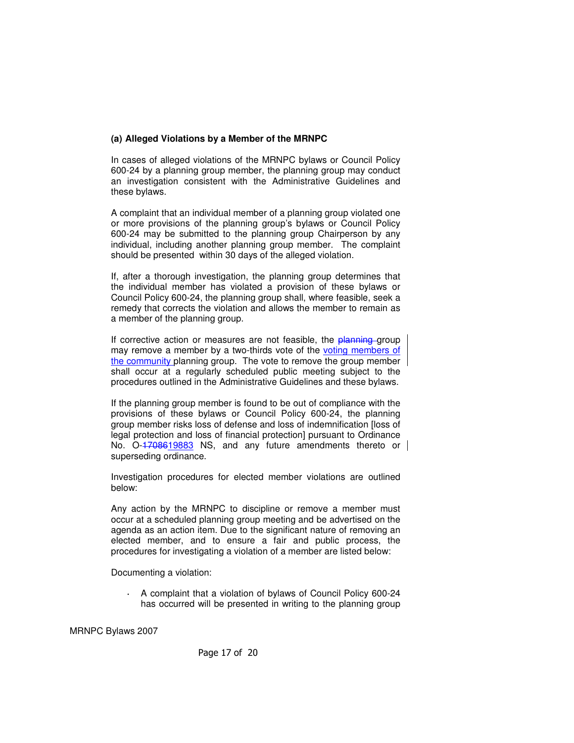**(a) Alleged Violations by a Member of the MRNPC**

In cases of alleged violations of the MRNPC bylaws or Council Policy 600-24 by a planning group member, the planning group may conduct an investigation consistent with the Administrative Guidelines and these bylaws.

A complaint that an individual member of a planning group violated one or more provisions of the planning group's bylaws or Council Policy 600-24 may be submitted to the planning group Chairperson by any individual, including another planning group member. The complaint should be presented within 30 days of the alleged violation.

If, after a thorough investigation, the planning group determines that the individual member has violated a provision of these bylaws or Council Policy 600-24, the planning group shall, where feasible, seek a remedy that corrects the violation and allows the member to remain as a member of the planning group.

If corrective action or measures are not feasible, the ~~planning~~ group may remove a member by a two-thirds vote of the voting members of the community planning group. The vote to remove the group member shall occur at a regularly scheduled public meeting subject to the procedures outlined in the Administrative Guidelines and these bylaws.

If the planning group member is found to be out of compliance with the provisions of these bylaws or Council Policy 600-24, the planning group member risks loss of defense and loss of indemnification [loss of legal protection and loss of financial protection] pursuant to Ordinance No. O-~~17086~~19883 NS, and any future amendments thereto or superseding ordinance.

Investigation procedures for elected member violations are outlined below:

Any action by the MRNPC to discipline or remove a member must occur at a scheduled planning group meeting and be advertised on the agenda as an action item. Due to the significant nature of removing an elected member, and to ensure a fair and public process, the procedures for investigating a violation of a member are listed below:

Documenting a violation:

- A complaint that a violation of bylaws of Council Policy 600-24 has occurred will be presented in writing to the planning group

MRNPC Bylaws 2007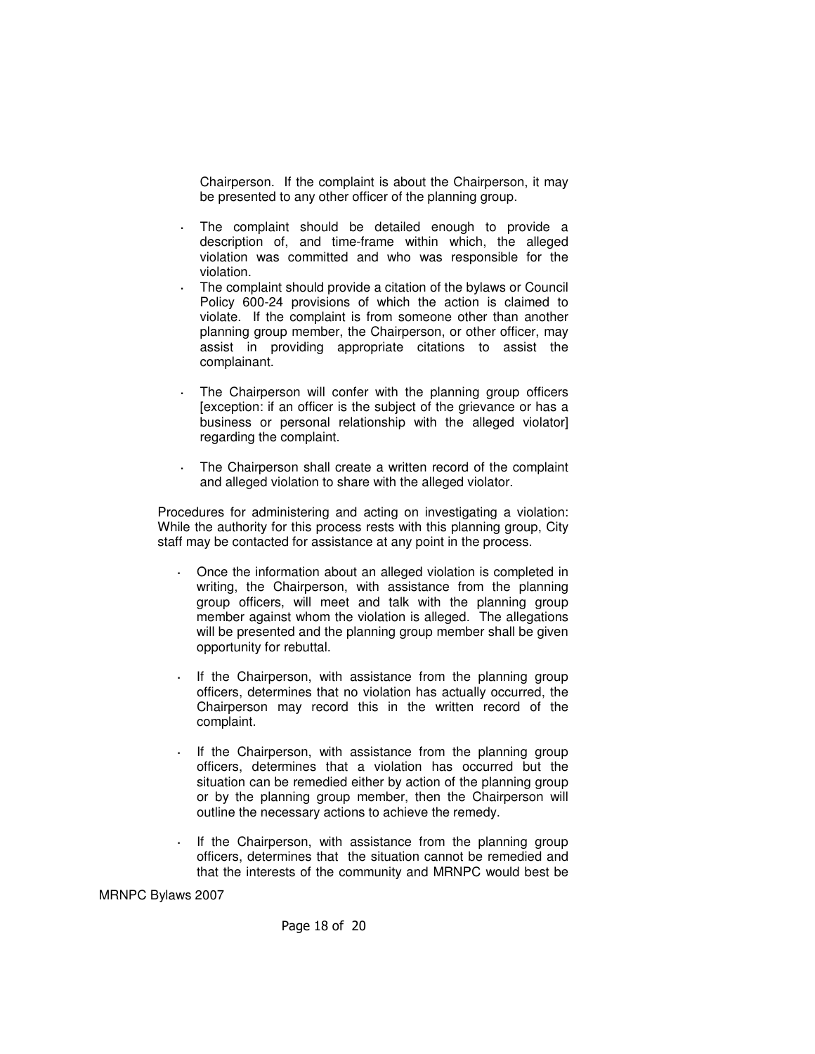Chairperson. If the complaint is about the Chairperson, it may be presented to any other officer of the planning group.

- The complaint should be detailed enough to provide a description of, and time-frame within which, the alleged violation was committed and who was responsible for the violation.
- The complaint should provide a citation of the bylaws or Council Policy 600-24 provisions of which the action is claimed to violate. If the complaint is from someone other than another planning group member, the Chairperson, or other officer, may assist in providing appropriate citations to assist the complainant.
- The Chairperson will confer with the planning group officers [exception: if an officer is the subject of the grievance or has a business or personal relationship with the alleged violator] regarding the complaint.
- The Chairperson shall create a written record of the complaint and alleged violation to share with the alleged violator.

Procedures for administering and acting on investigating a violation: While the authority for this process rests with this planning group, City staff may be contacted for assistance at any point in the process.

- Once the information about an alleged violation is completed in writing, the Chairperson, with assistance from the planning group officers, will meet and talk with the planning group member against whom the violation is alleged. The allegations will be presented and the planning group member shall be given opportunity for rebuttal.
- If the Chairperson, with assistance from the planning group officers, determines that no violation has actually occurred, the Chairperson may record this in the written record of the complaint.
- If the Chairperson, with assistance from the planning group officers, determines that a violation has occurred but the situation can be remedied either by action of the planning group or by the planning group member, then the Chairperson will outline the necessary actions to achieve the remedy.
- If the Chairperson, with assistance from the planning group officers, determines that the situation cannot be remedied and that the interests of the community and MRNPC would best be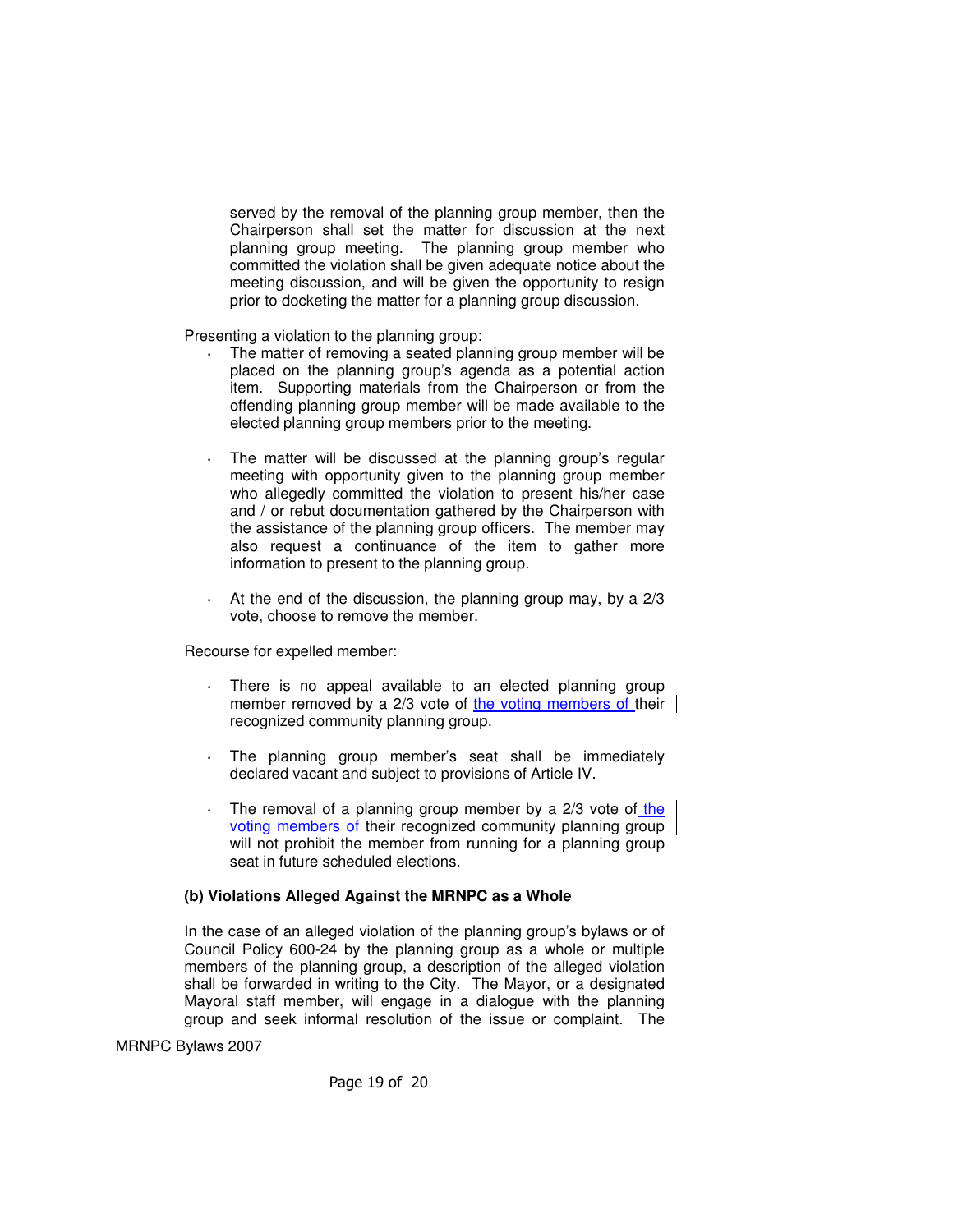served by the removal of the planning group member, then the Chairperson shall set the matter for discussion at the next planning group meeting. The planning group member who committed the violation shall be given adequate notice about the meeting discussion, and will be given the opportunity to resign prior to docketing the matter for a planning group discussion.

Presenting a violation to the planning group:

- The matter of removing a seated planning group member will be placed on the planning group's agenda as a potential action item. Supporting materials from the Chairperson or from the offending planning group member will be made available to the elected planning group members prior to the meeting.

- The matter will be discussed at the planning group's regular meeting with opportunity given to the planning group member who allegedly committed the violation to present his/her case and / or rebut documentation gathered by the Chairperson with the assistance of the planning group officers. The member may also request a continuance of the item to gather more information to present to the planning group.

- At the end of the discussion, the planning group may, by a 2/3 vote, choose to remove the member.

Recourse for expelled member:

- There is no appeal available to an elected planning group member removed by a 2/3 vote of the voting members of their recognized community planning group.

- The planning group member's seat shall be immediately declared vacant and subject to provisions of Article IV.

- The removal of a planning group member by a 2/3 vote of the voting members of their recognized community planning group will not prohibit the member from running for a planning group seat in future scheduled elections.

**(b) Violations Alleged Against the MRNPC as a Whole**

In the case of an alleged violation of the planning group's bylaws or of Council Policy 600-24 by the planning group as a whole or multiple members of the planning group, a description of the alleged violation shall be forwarded in writing to the City. The Mayor, or a designated Mayoral staff member, will engage in a dialogue with the planning group and seek informal resolution of the issue or complaint. The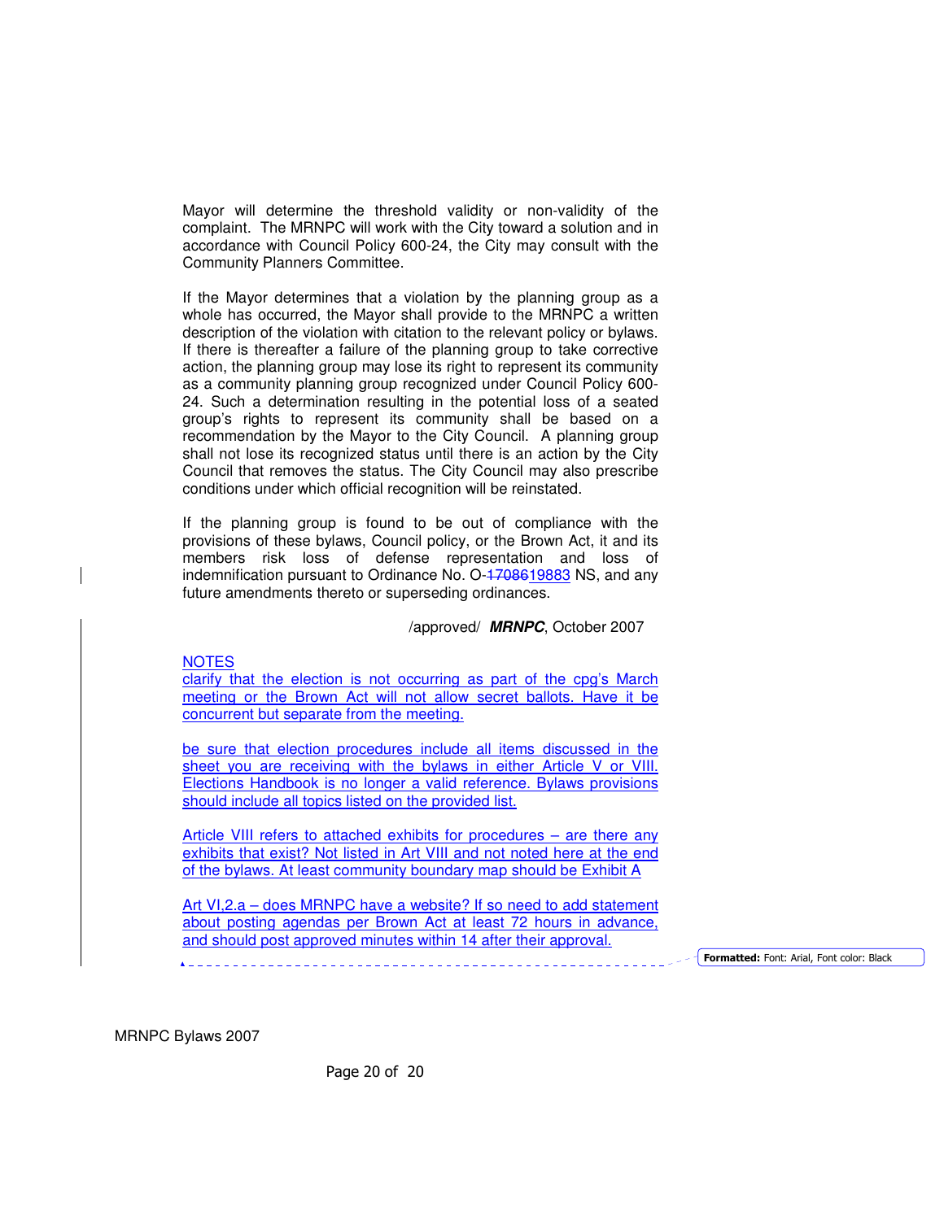Mayor will determine the threshold validity or non-validity of the complaint. The MRNPC will work with the City toward a solution and in accordance with Council Policy 600-24, the City may consult with the Community Planners Committee.

If the Mayor determines that a violation by the planning group as a whole has occurred, the Mayor shall provide to the MRNPC a written description of the violation with citation to the relevant policy or bylaws. If there is thereafter a failure of the planning group to take corrective action, the planning group may lose its right to represent its community as a community planning group recognized under Council Policy 600-24. Such a determination resulting in the potential loss of a seated group's rights to represent its community shall be based on a recommendation by the Mayor to the City Council. A planning group shall not lose its recognized status until there is an action by the City Council that removes the status. The City Council may also prescribe conditions under which official recognition will be reinstated.

If the planning group is found to be out of compliance with the provisions of these bylaws, Council policy, or the Brown Act, it and its members risk loss of defense representation and loss of indemnification pursuant to Ordinance No. O-~~17086~~19883 NS, and any future amendments thereto or superseding ordinances.

/approved/ ***MRNPC***, October 2007

NOTES

clarify that the election is not occurring as part of the cpg's March meeting or the Brown Act will not allow secret ballots. Have it be concurrent but separate from the meeting.

be sure that election procedures include all items discussed in the sheet you are receiving with the bylaws in either Article V or VIII. Elections Handbook is no longer a valid reference. Bylaws provisions should include all topics listed on the provided list.

Article VIII refers to attached exhibits for procedures – are there any exhibits that exist? Not listed in Art VIII and not noted here at the end of the bylaws. At least community boundary map should be Exhibit A

Art VI,2.a – does MRNPC have a website? If so need to add statement about posting agendas per Brown Act at least 72 hours in advance, and should post approved minutes within 14 after their approval.

**Formatted:** Font: Arial, Font color: Black